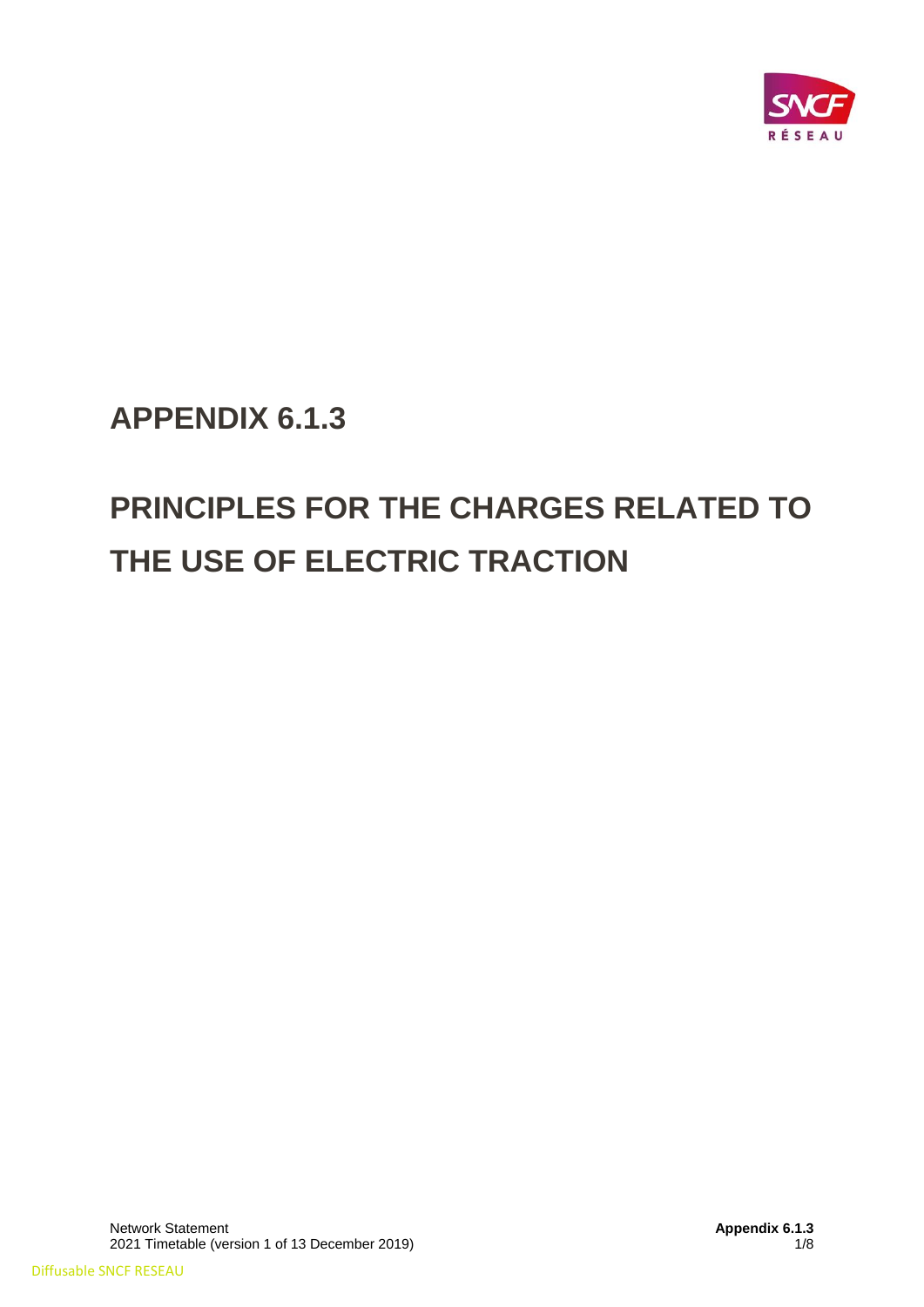# APPENDIX 6.1.3

# PRINCIPLES FOR THE CHARGES RELATED TO THE USE OF ELECTRIC TRACTION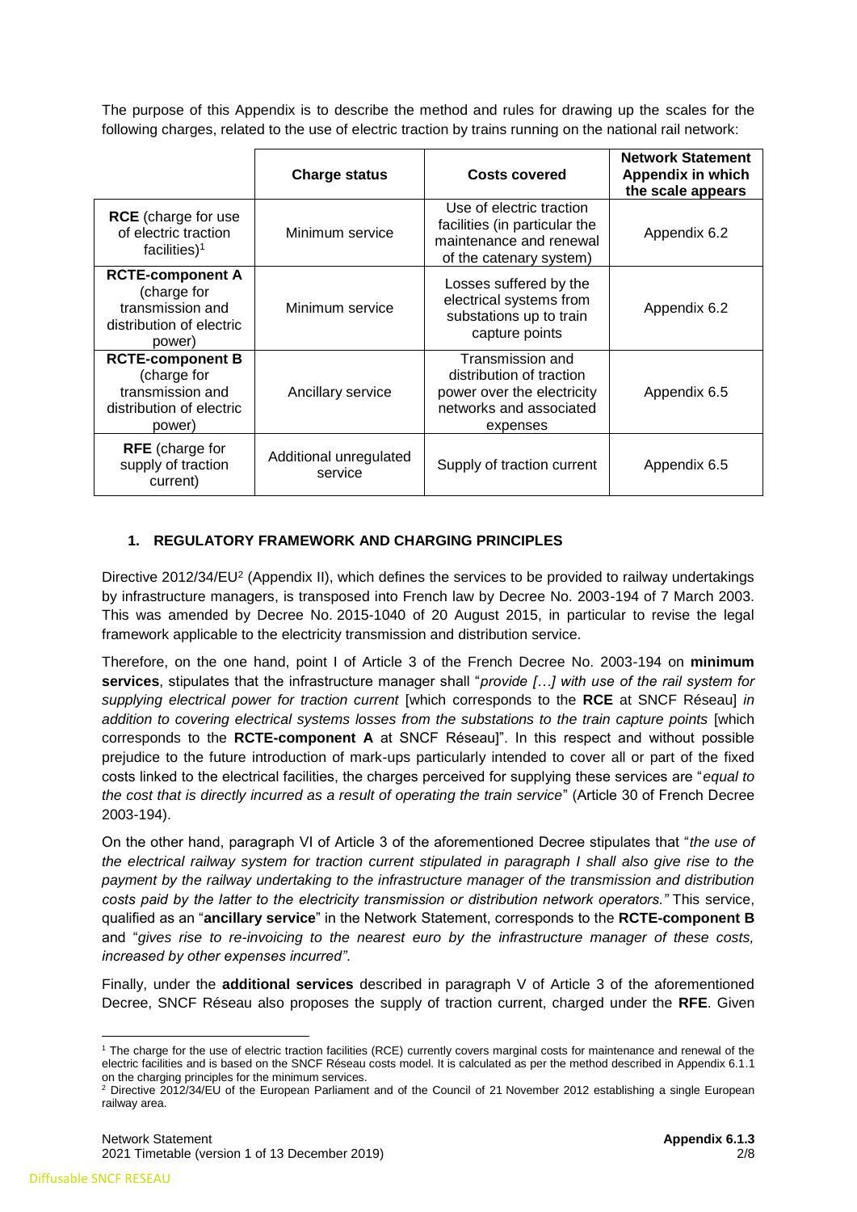The purpose of this Appendix is to describe the method and rules for drawing up the scales for the following charges, related to the use of electric traction by trains running on the national rail network:

| | Charge status | Costs covered | Network Statement Appendix in which the scale appears |
|---|---|---|---|
| **RCE** (charge for use of electric traction facilities)[1] | Minimum service | Use of electric traction facilities (in particular the maintenance and renewal of the catenary system) | Appendix 6.2 |
| **RCTE-component A** (charge for transmission and distribution of electric power) | Minimum service | Losses suffered by the electrical systems from substations up to train capture points | Appendix 6.2 |
| **RCTE-component B** (charge for transmission and distribution of electric power) | Ancillary service | Transmission and distribution of traction power over the electricity networks and associated expenses | Appendix 6.5 |
| **RFE** (charge for supply of traction current) | Additional unregulated service | Supply of traction current | Appendix 6.5 |

## 1. REGULATORY FRAMEWORK AND CHARGING PRINCIPLES

Directive 2012/34/EU[2] (Appendix II), which defines the services to be provided to railway undertakings by infrastructure managers, is transposed into French law by Decree No. 2003-194 of 7 March 2003. This was amended by Decree No. 2015-1040 of 20 August 2015, in particular to revise the legal framework applicable to the electricity transmission and distribution service.

Therefore, on the one hand, point I of Article 3 of the French Decree No. 2003-194 on **minimum services**, stipulates that the infrastructure manager shall "*provide […] with use of the rail system for supplying electrical power for traction current* [which corresponds to the **RCE** at SNCF Réseau] *in addition to covering electrical systems losses from the substations to the train capture points* [which corresponds to the **RCTE-component A** at SNCF Réseau]". In this respect and without possible prejudice to the future introduction of mark-ups particularly intended to cover all or part of the fixed costs linked to the electrical facilities, the charges perceived for supplying these services are "*equal to the cost that is directly incurred as a result of operating the train service*" (Article 30 of French Decree 2003-194).

On the other hand, paragraph VI of Article 3 of the aforementioned Decree stipulates that "*the use of the electrical railway system for traction current stipulated in paragraph I shall also give rise to the payment by the railway undertaking to the infrastructure manager of the transmission and distribution costs paid by the latter to the electricity transmission or distribution network operators.*" This service, qualified as an "**ancillary service**" in the Network Statement, corresponds to the **RCTE-component B** and "*gives rise to re-invoicing to the nearest euro by the infrastructure manager of these costs, increased by other expenses incurred"*.

Finally, under the **additional services** described in paragraph V of Article 3 of the aforementioned Decree, SNCF Réseau also proposes the supply of traction current, charged under the **RFE**. Given

[1] The charge for the use of electric traction facilities (RCE) currently covers marginal costs for maintenance and renewal of the electric facilities and is based on the SNCF Réseau costs model. It is calculated as per the method described in Appendix 6.1.1 on the charging principles for the minimum services.

[2] Directive 2012/34/EU of the European Parliament and of the Council of 21 November 2012 establishing a single European railway area.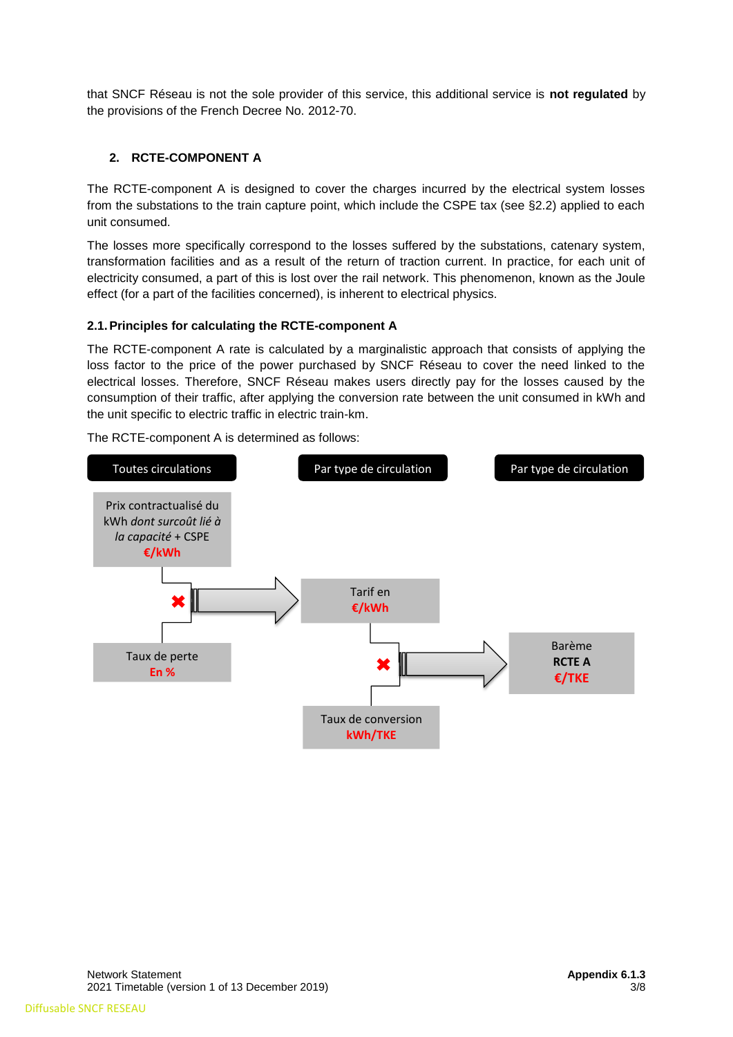that SNCF Réseau is not the sole provider of this service, this additional service is **not regulated** by the provisions of the French Decree No. 2012-70.

## 2. RCTE-COMPONENT A

The RCTE-component A is designed to cover the charges incurred by the electrical system losses from the substations to the train capture point, which include the CSPE tax (see §2.2) applied to each unit consumed.

The losses more specifically correspond to the losses suffered by the substations, catenary system, transformation facilities and as a result of the return of traction current. In practice, for each unit of electricity consumed, a part of this is lost over the rail network. This phenomenon, known as the Joule effect (for a part of the facilities concerned), is inherent to electrical physics.

### 2.1. Principles for calculating the RCTE-component A

The RCTE-component A rate is calculated by a marginalistic approach that consists of applying the loss factor to the price of the power purchased by SNCF Réseau to cover the need linked to the electrical losses. Therefore, SNCF Réseau makes users directly pay for the losses caused by the consumption of their traffic, after applying the conversion rate between the unit consumed in kWh and the unit specific to electric traffic in electric train-km.

The RCTE-component A is determined as follows:

**Toutes circulations**

Prix contractualisé du kWh *dont surcoût lié à la capacité* + CSPE
€/kWh

✖

Taux de perte
En %

→

**Par type de circulation**

Tarif en
€/kWh

✖

Taux de conversion
kWh/TKE

→

**Par type de circulation**

Barème
**RCTE A**
€/TKE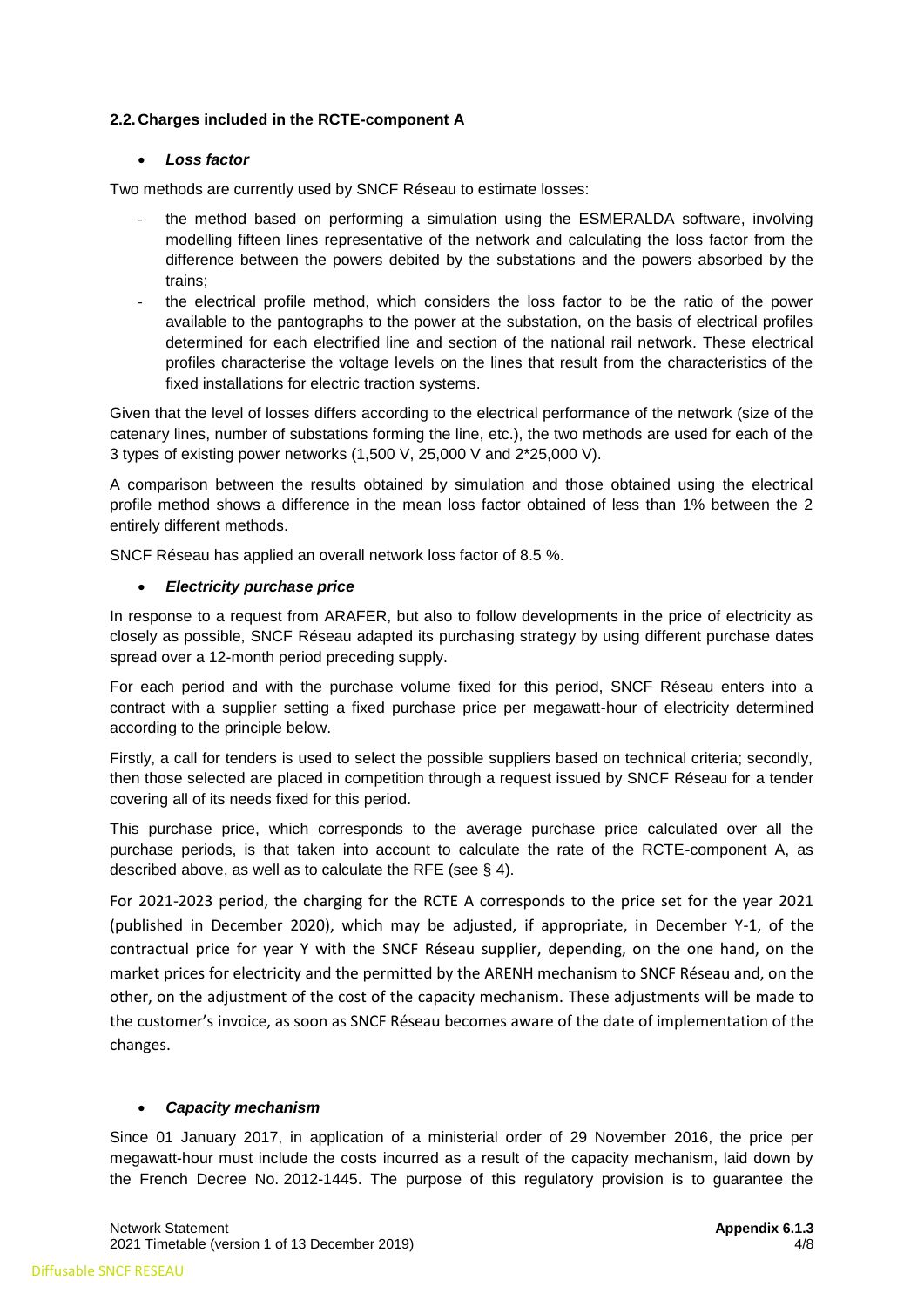### 2.2. Charges included in the RCTE-component A

- ***Loss factor***

Two methods are currently used by SNCF Réseau to estimate losses:

- the method based on performing a simulation using the ESMERALDA software, involving modelling fifteen lines representative of the network and calculating the loss factor from the difference between the powers debited by the substations and the powers absorbed by the trains;
- the electrical profile method, which considers the loss factor to be the ratio of the power available to the pantographs to the power at the substation, on the basis of electrical profiles determined for each electrified line and section of the national rail network. These electrical profiles characterise the voltage levels on the lines that result from the characteristics of the fixed installations for electric traction systems.

Given that the level of losses differs according to the electrical performance of the network (size of the catenary lines, number of substations forming the line, etc.), the two methods are used for each of the 3 types of existing power networks (1,500 V, 25,000 V and 2*25,000 V).

A comparison between the results obtained by simulation and those obtained using the electrical profile method shows a difference in the mean loss factor obtained of less than 1% between the 2 entirely different methods.

SNCF Réseau has applied an overall network loss factor of 8.5 %.

- ***Electricity purchase price***

In response to a request from ARAFER, but also to follow developments in the price of electricity as closely as possible, SNCF Réseau adapted its purchasing strategy by using different purchase dates spread over a 12-month period preceding supply.

For each period and with the purchase volume fixed for this period, SNCF Réseau enters into a contract with a supplier setting a fixed purchase price per megawatt-hour of electricity determined according to the principle below.

Firstly, a call for tenders is used to select the possible suppliers based on technical criteria; secondly, then those selected are placed in competition through a request issued by SNCF Réseau for a tender covering all of its needs fixed for this period.

This purchase price, which corresponds to the average purchase price calculated over all the purchase periods, is that taken into account to calculate the rate of the RCTE-component A, as described above, as well as to calculate the RFE (see § 4).

For 2021-2023 period, the charging for the RCTE A corresponds to the price set for the year 2021 (published in December 2020), which may be adjusted, if appropriate, in December Y-1, of the contractual price for year Y with the SNCF Réseau supplier, depending, on the one hand, on the market prices for electricity and the permitted by the ARENH mechanism to SNCF Réseau and, on the other, on the adjustment of the cost of the capacity mechanism. These adjustments will be made to the customer's invoice, as soon as SNCF Réseau becomes aware of the date of implementation of the changes.

- ***Capacity mechanism***

Since 01 January 2017, in application of a ministerial order of 29 November 2016, the price per megawatt-hour must include the costs incurred as a result of the capacity mechanism, laid down by the French Decree No. 2012-1445. The purpose of this regulatory provision is to guarantee the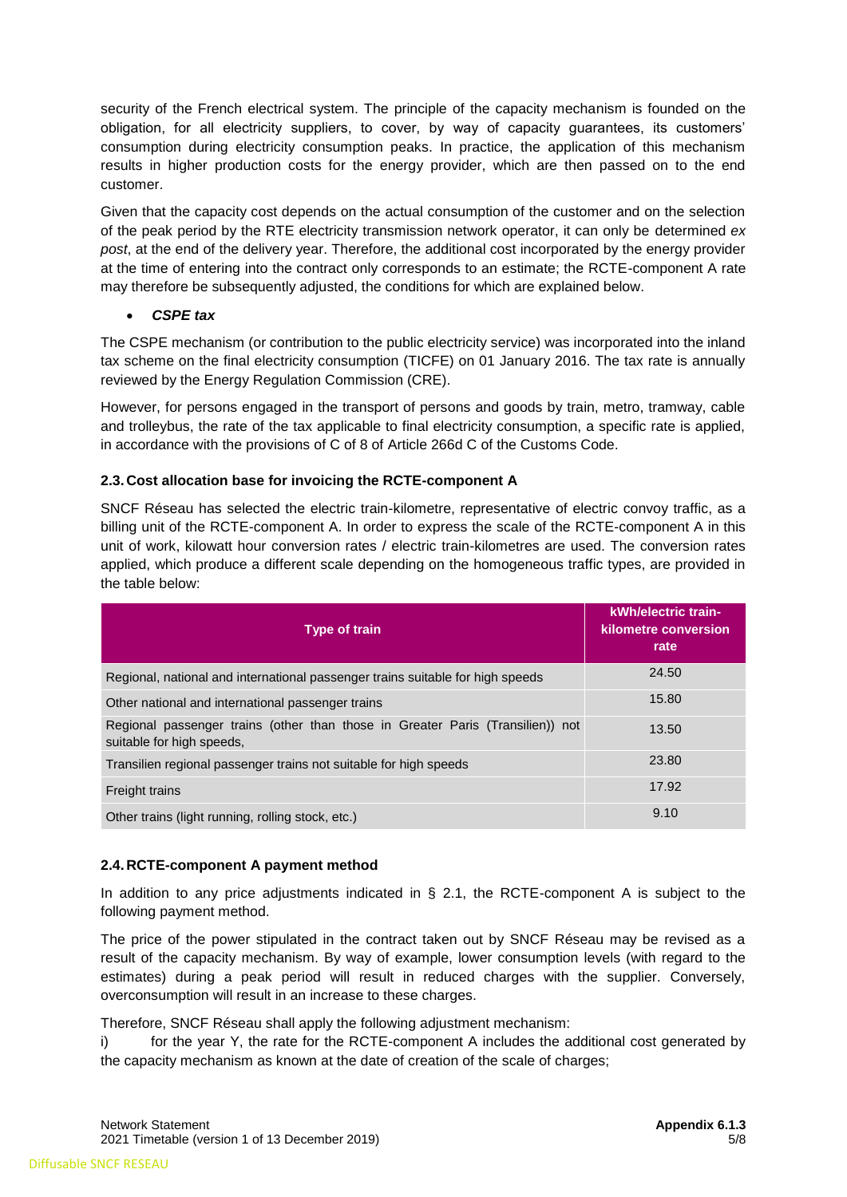security of the French electrical system. The principle of the capacity mechanism is founded on the obligation, for all electricity suppliers, to cover, by way of capacity guarantees, its customers' consumption during electricity consumption peaks. In practice, the application of this mechanism results in higher production costs for the energy provider, which are then passed on to the end customer.

Given that the capacity cost depends on the actual consumption of the customer and on the selection of the peak period by the RTE electricity transmission network operator, it can only be determined *ex post*, at the end of the delivery year. Therefore, the additional cost incorporated by the energy provider at the time of entering into the contract only corresponds to an estimate; the RCTE-component A rate may therefore be subsequently adjusted, the conditions for which are explained below.

- ***CSPE tax***

The CSPE mechanism (or contribution to the public electricity service) was incorporated into the inland tax scheme on the final electricity consumption (TICFE) on 01 January 2016. The tax rate is annually reviewed by the Energy Regulation Commission (CRE).

However, for persons engaged in the transport of persons and goods by train, metro, tramway, cable and trolleybus, the rate of the tax applicable to final electricity consumption, a specific rate is applied, in accordance with the provisions of C of 8 of Article 266d C of the Customs Code.

### 2.3. Cost allocation base for invoicing the RCTE-component A

SNCF Réseau has selected the electric train-kilometre, representative of electric convoy traffic, as a billing unit of the RCTE-component A. In order to express the scale of the RCTE-component A in this unit of work, kilowatt hour conversion rates / electric train-kilometres are used. The conversion rates applied, which produce a different scale depending on the homogeneous traffic types, are provided in the table below:

| Type of train | kWh/electric train-kilometre conversion rate |
|---|---|
| Regional, national and international passenger trains suitable for high speeds | 24.50 |
| Other national and international passenger trains | 15.80 |
| Regional passenger trains (other than those in Greater Paris (Transilien)) not suitable for high speeds, | 13.50 |
| Transilien regional passenger trains not suitable for high speeds | 23.80 |
| Freight trains | 17.92 |
| Other trains (light running, rolling stock, etc.) | 9.10 |

### 2.4. RCTE-component A payment method

In addition to any price adjustments indicated in § 2.1, the RCTE-component A is subject to the following payment method.

The price of the power stipulated in the contract taken out by SNCF Réseau may be revised as a result of the capacity mechanism. By way of example, lower consumption levels (with regard to the estimates) during a peak period will result in reduced charges with the supplier. Conversely, overconsumption will result in an increase to these charges.

Therefore, SNCF Réseau shall apply the following adjustment mechanism:

i) for the year Y, the rate for the RCTE-component A includes the additional cost generated by the capacity mechanism as known at the date of creation of the scale of charges;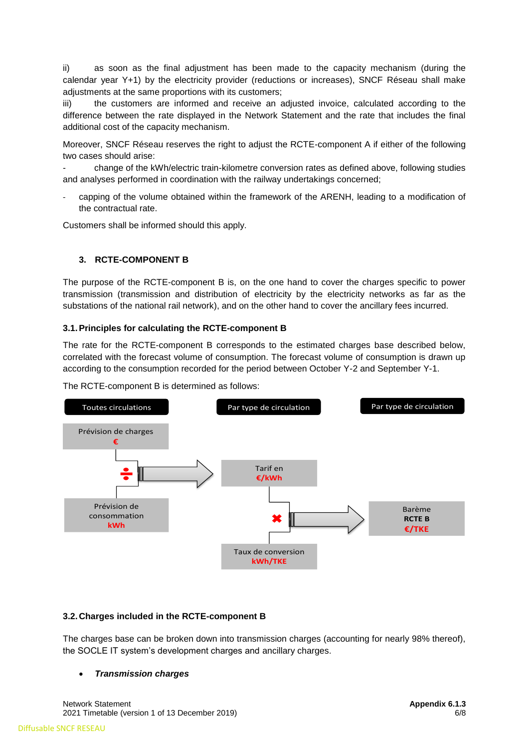ii) as soon as the final adjustment has been made to the capacity mechanism (during the calendar year Y+1) by the electricity provider (reductions or increases), SNCF Réseau shall make adjustments at the same proportions with its customers;

iii) the customers are informed and receive an adjusted invoice, calculated according to the difference between the rate displayed in the Network Statement and the rate that includes the final additional cost of the capacity mechanism.

Moreover, SNCF Réseau reserves the right to adjust the RCTE-component A if either of the following two cases should arise:

- change of the kWh/electric train-kilometre conversion rates as defined above, following studies and analyses performed in coordination with the railway undertakings concerned;
- capping of the volume obtained within the framework of the ARENH, leading to a modification of the contractual rate.

Customers shall be informed should this apply.

## 3. RCTE-COMPONENT B

The purpose of the RCTE-component B is, on the one hand to cover the charges specific to power transmission (transmission and distribution of electricity by the electricity networks as far as the substations of the national rail network), and on the other hand to cover the ancillary fees incurred.

### 3.1. Principles for calculating the RCTE-component B

The rate for the RCTE-component B corresponds to the estimated charges base described below, correlated with the forecast volume of consumption. The forecast volume of consumption is drawn up according to the consumption recorded for the period between October Y-2 and September Y-1.

The RCTE-component B is determined as follows:

Toutes circulations | Par type de circulation | Par type de circulation

Prévision de charges **€** ÷ Prévision de consommation **kWh** → Tarif en **€/kWh**

Tarif en **€/kWh** ✖ Taux de conversion **kWh/TKE** → Barème **RCTE B** **€/TKE**

### 3.2. Charges included in the RCTE-component B

The charges base can be broken down into transmission charges (accounting for nearly 98% thereof), the SOCLE IT system's development charges and ancillary charges.

- ***Transmission charges***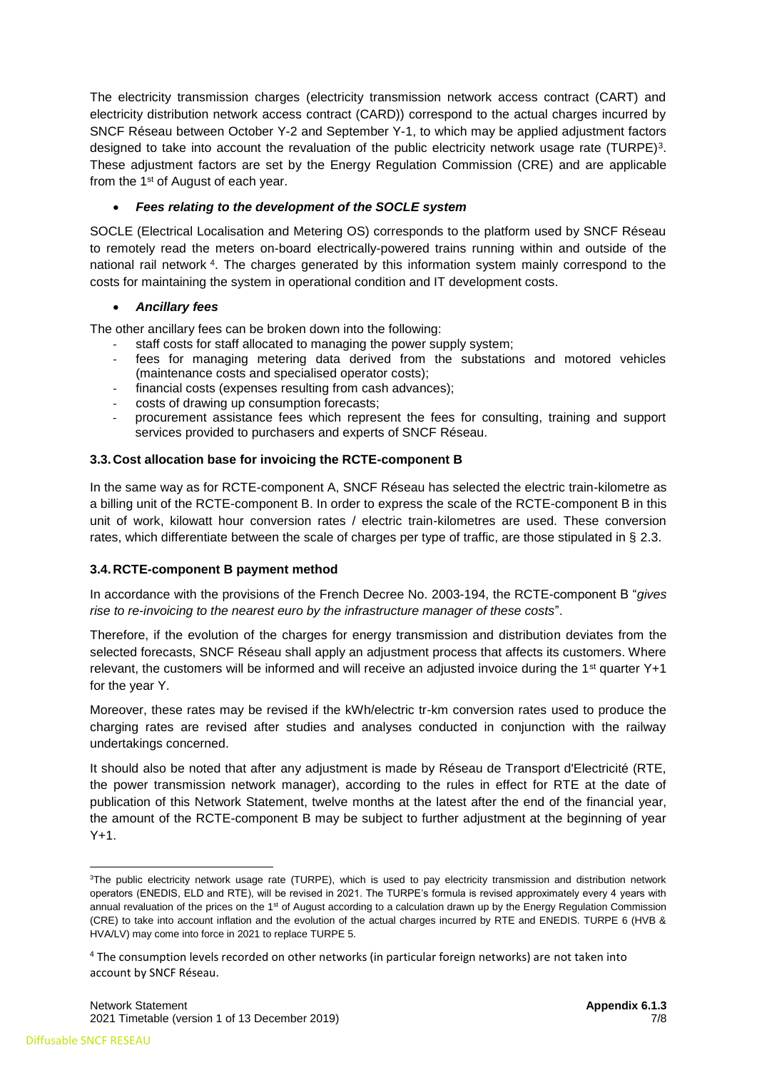The electricity transmission charges (electricity transmission network access contract (CART) and electricity distribution network access contract (CARD)) correspond to the actual charges incurred by SNCF Réseau between October Y-2 and September Y-1, to which may be applied adjustment factors designed to take into account the revaluation of the public electricity network usage rate (TURPE)[3]. These adjustment factors are set by the Energy Regulation Commission (CRE) and are applicable from the 1st of August of each year.

- ***Fees relating to the development of the SOCLE system***

SOCLE (Electrical Localisation and Metering OS) corresponds to the platform used by SNCF Réseau to remotely read the meters on-board electrically-powered trains running within and outside of the national rail network [4]. The charges generated by this information system mainly correspond to the costs for maintaining the system in operational condition and IT development costs.

- ***Ancillary fees***

The other ancillary fees can be broken down into the following:

- staff costs for staff allocated to managing the power supply system;
- fees for managing metering data derived from the substations and motored vehicles (maintenance costs and specialised operator costs);
- financial costs (expenses resulting from cash advances);
- costs of drawing up consumption forecasts;
- procurement assistance fees which represent the fees for consulting, training and support services provided to purchasers and experts of SNCF Réseau.

### 3.3. Cost allocation base for invoicing the RCTE-component B

In the same way as for RCTE-component A, SNCF Réseau has selected the electric train-kilometre as a billing unit of the RCTE-component B. In order to express the scale of the RCTE-component B in this unit of work, kilowatt hour conversion rates / electric train-kilometres are used. These conversion rates, which differentiate between the scale of charges per type of traffic, are those stipulated in § 2.3.

### 3.4. RCTE-component B payment method

In accordance with the provisions of the French Decree No. 2003-194, the RCTE-component B "*gives rise to re-invoicing to the nearest euro by the infrastructure manager of these costs*".

Therefore, if the evolution of the charges for energy transmission and distribution deviates from the selected forecasts, SNCF Réseau shall apply an adjustment process that affects its customers. Where relevant, the customers will be informed and will receive an adjusted invoice during the 1st quarter Y+1 for the year Y.

Moreover, these rates may be revised if the kWh/electric tr-km conversion rates used to produce the charging rates are revised after studies and analyses conducted in conjunction with the railway undertakings concerned.

It should also be noted that after any adjustment is made by Réseau de Transport d'Electricité (RTE, the power transmission network manager), according to the rules in effect for RTE at the date of publication of this Network Statement, twelve months at the latest after the end of the financial year, the amount of the RCTE-component B may be subject to further adjustment at the beginning of year Y+1.

---

[3] The public electricity network usage rate (TURPE), which is used to pay electricity transmission and distribution network operators (ENEDIS, ELD and RTE), will be revised in 2021. The TURPE's formula is revised approximately every 4 years with annual revaluation of the prices on the 1st of August according to a calculation drawn up by the Energy Regulation Commission (CRE) to take into account inflation and the evolution of the actual charges incurred by RTE and ENEDIS. TURPE 6 (HVB & HVA/LV) may come into force in 2021 to replace TURPE 5.

[4] The consumption levels recorded on other networks (in particular foreign networks) are not taken into account by SNCF Réseau.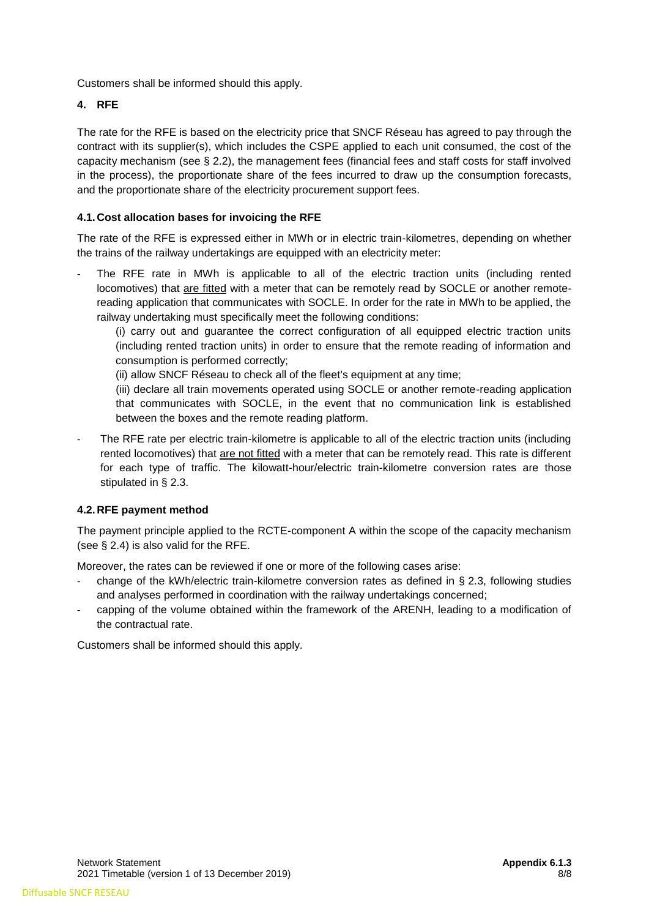Customers shall be informed should this apply.

## 4. RFE

The rate for the RFE is based on the electricity price that SNCF Réseau has agreed to pay through the contract with its supplier(s), which includes the CSPE applied to each unit consumed, the cost of the capacity mechanism (see § 2.2), the management fees (financial fees and staff costs for staff involved in the process), the proportionate share of the fees incurred to draw up the consumption forecasts, and the proportionate share of the electricity procurement support fees.

### 4.1. Cost allocation bases for invoicing the RFE

The rate of the RFE is expressed either in MWh or in electric train-kilometres, depending on whether the trains of the railway undertakings are equipped with an electricity meter:

- The RFE rate in MWh is applicable to all of the electric traction units (including rented locomotives) that are fitted with a meter that can be remotely read by SOCLE or another remote-reading application that communicates with SOCLE. In order for the rate in MWh to be applied, the railway undertaking must specifically meet the following conditions:

  (i) carry out and guarantee the correct configuration of all equipped electric traction units (including rented traction units) in order to ensure that the remote reading of information and consumption is performed correctly;

  (ii) allow SNCF Réseau to check all of the fleet's equipment at any time;

  (iii) declare all train movements operated using SOCLE or another remote-reading application that communicates with SOCLE, in the event that no communication link is established between the boxes and the remote reading platform.

- The RFE rate per electric train-kilometre is applicable to all of the electric traction units (including rented locomotives) that are not fitted with a meter that can be remotely read. This rate is different for each type of traffic. The kilowatt-hour/electric train-kilometre conversion rates are those stipulated in § 2.3.

### 4.2. RFE payment method

The payment principle applied to the RCTE-component A within the scope of the capacity mechanism (see § 2.4) is also valid for the RFE.

Moreover, the rates can be reviewed if one or more of the following cases arise:

- change of the kWh/electric train-kilometre conversion rates as defined in § 2.3, following studies and analyses performed in coordination with the railway undertakings concerned;
- capping of the volume obtained within the framework of the ARENH, leading to a modification of the contractual rate.

Customers shall be informed should this apply.